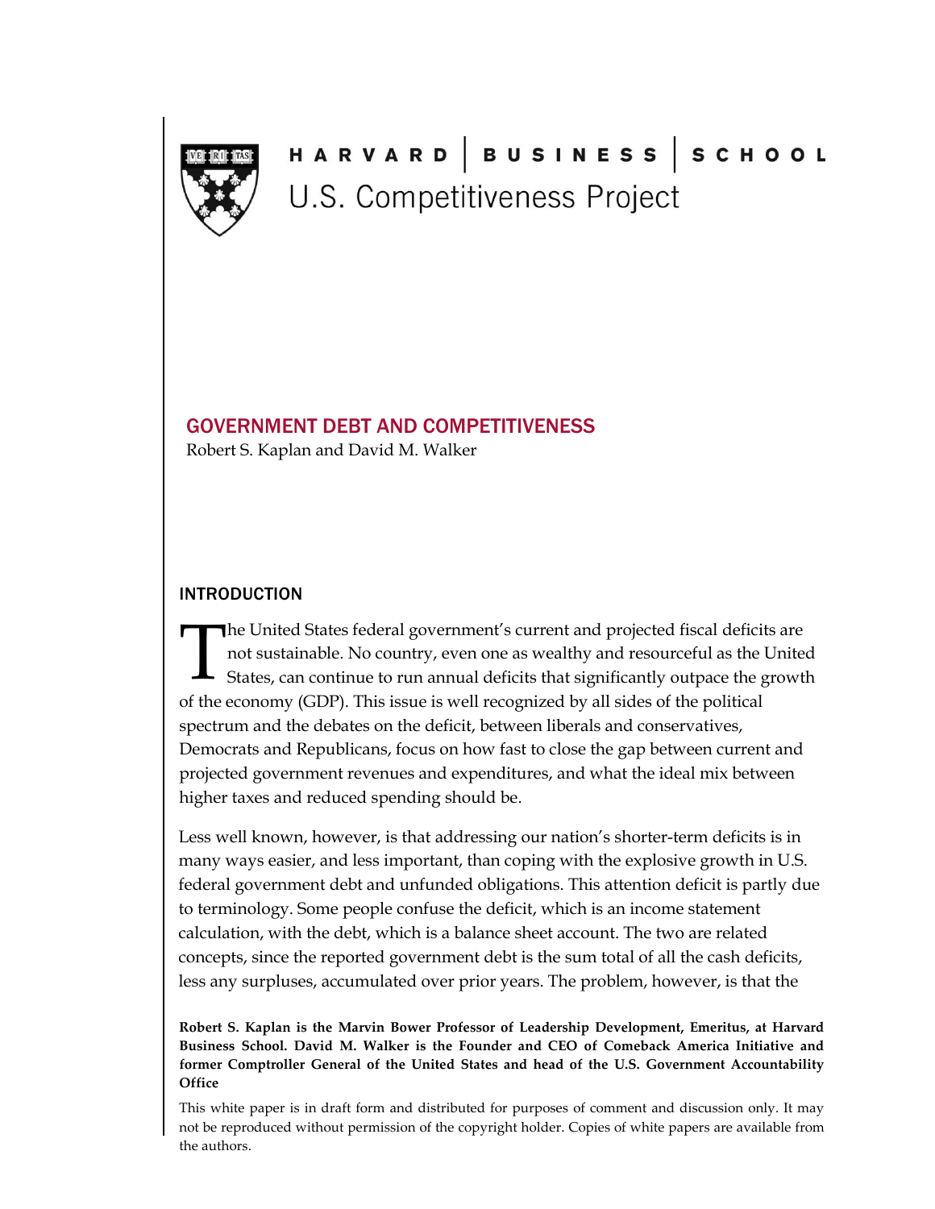HARVARD | BUSINESS | SCHOOL

U.S. Competitiveness Project

# GOVERNMENT DEBT AND COMPETITIVENESS

Robert S. Kaplan and David M. Walker

## INTRODUCTION

The United States federal government's current and projected fiscal deficits are not sustainable. No country, even one as wealthy and resourceful as the United States, can continue to run annual deficits that significantly outpace the growth of the economy (GDP). This issue is well recognized by all sides of the political spectrum and the debates on the deficit, between liberals and conservatives, Democrats and Republicans, focus on how fast to close the gap between current and projected government revenues and expenditures, and what the ideal mix between higher taxes and reduced spending should be.

Less well known, however, is that addressing our nation's shorter-term deficits is in many ways easier, and less important, than coping with the explosive growth in U.S. federal government debt and unfunded obligations. This attention deficit is partly due to terminology. Some people confuse the deficit, which is an income statement calculation, with the debt, which is a balance sheet account. The two are related concepts, since the reported government debt is the sum total of all the cash deficits, less any surpluses, accumulated over prior years. The problem, however, is that the

**Robert S. Kaplan is the Marvin Bower Professor of Leadership Development, Emeritus, at Harvard Business School. David M. Walker is the Founder and CEO of Comeback America Initiative and former Comptroller General of the United States and head of the U.S. Government Accountability Office**

This white paper is in draft form and distributed for purposes of comment and discussion only. It may not be reproduced without permission of the copyright holder. Copies of white papers are available from the authors.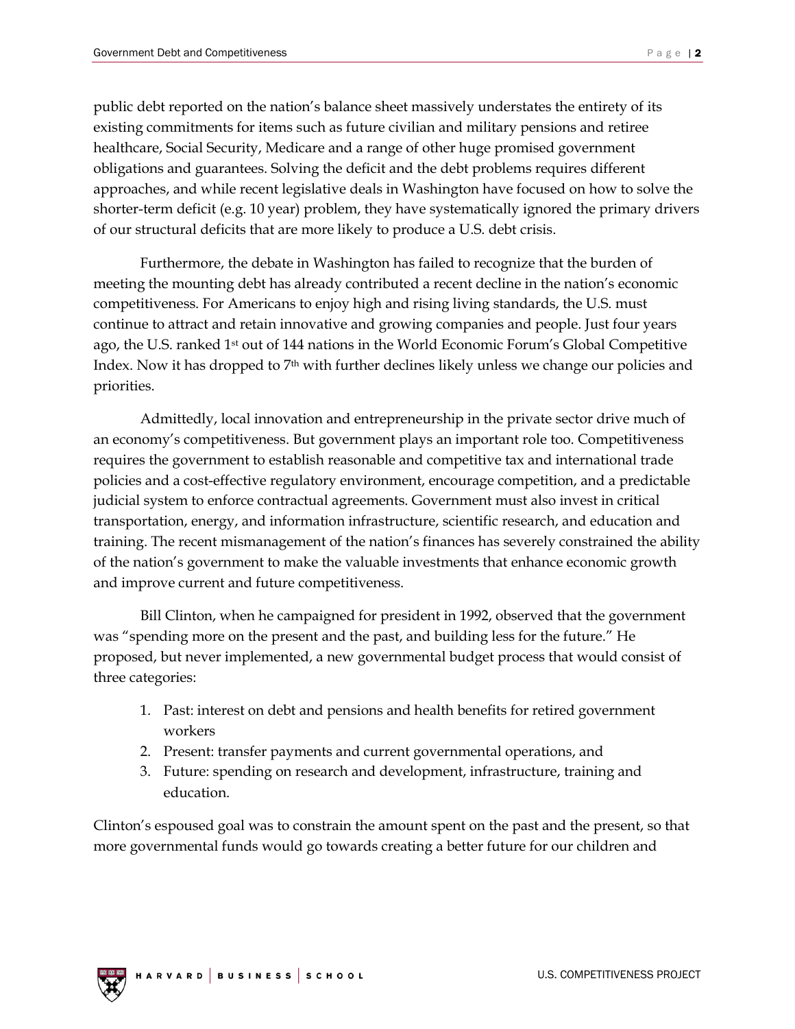public debt reported on the nation's balance sheet massively understates the entirety of its existing commitments for items such as future civilian and military pensions and retiree healthcare, Social Security, Medicare and a range of other huge promised government obligations and guarantees. Solving the deficit and the debt problems requires different approaches, and while recent legislative deals in Washington have focused on how to solve the shorter-term deficit (e.g. 10 year) problem, they have systematically ignored the primary drivers of our structural deficits that are more likely to produce a U.S. debt crisis.

Furthermore, the debate in Washington has failed to recognize that the burden of meeting the mounting debt has already contributed a recent decline in the nation's economic competitiveness. For Americans to enjoy high and rising living standards, the U.S. must continue to attract and retain innovative and growing companies and people. Just four years ago, the U.S. ranked 1st out of 144 nations in the World Economic Forum's Global Competitive Index. Now it has dropped to 7th with further declines likely unless we change our policies and priorities.

Admittedly, local innovation and entrepreneurship in the private sector drive much of an economy's competitiveness. But government plays an important role too. Competitiveness requires the government to establish reasonable and competitive tax and international trade policies and a cost-effective regulatory environment, encourage competition, and a predictable judicial system to enforce contractual agreements. Government must also invest in critical transportation, energy, and information infrastructure, scientific research, and education and training. The recent mismanagement of the nation's finances has severely constrained the ability of the nation's government to make the valuable investments that enhance economic growth and improve current and future competitiveness.

Bill Clinton, when he campaigned for president in 1992, observed that the government was "spending more on the present and the past, and building less for the future." He proposed, but never implemented, a new governmental budget process that would consist of three categories:

1. Past: interest on debt and pensions and health benefits for retired government workers
2. Present: transfer payments and current governmental operations, and
3. Future: spending on research and development, infrastructure, training and education.

Clinton's espoused goal was to constrain the amount spent on the past and the present, so that more governmental funds would go towards creating a better future for our children and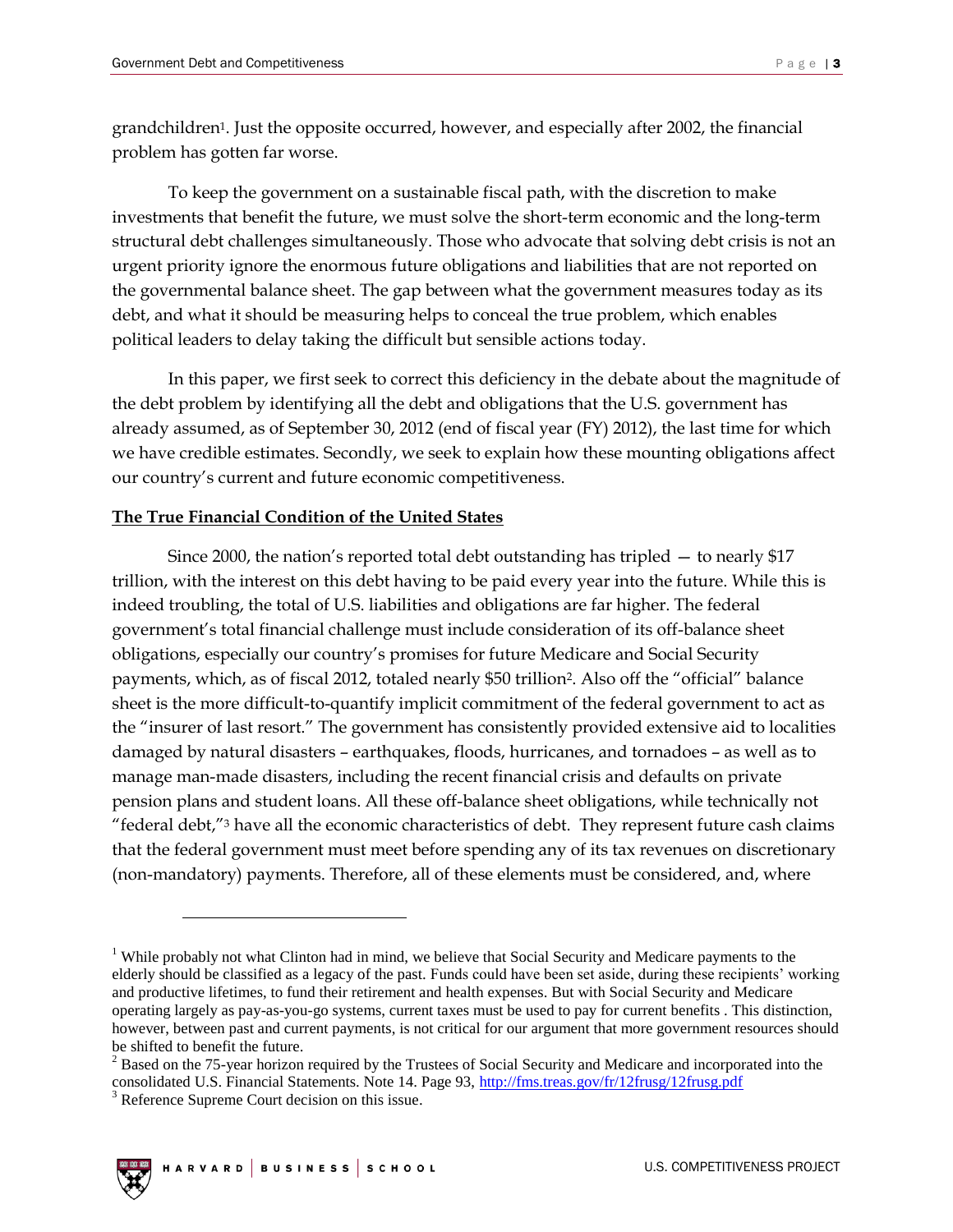grandchildren[1]. Just the opposite occurred, however, and especially after 2002, the financial problem has gotten far worse.

To keep the government on a sustainable fiscal path, with the discretion to make investments that benefit the future, we must solve the short-term economic and the long-term structural debt challenges simultaneously. Those who advocate that solving debt crisis is not an urgent priority ignore the enormous future obligations and liabilities that are not reported on the governmental balance sheet. The gap between what the government measures today as its debt, and what it should be measuring helps to conceal the true problem, which enables political leaders to delay taking the difficult but sensible actions today.

In this paper, we first seek to correct this deficiency in the debate about the magnitude of the debt problem by identifying all the debt and obligations that the U.S. government has already assumed, as of September 30, 2012 (end of fiscal year (FY) 2012), the last time for which we have credible estimates. Secondly, we seek to explain how these mounting obligations affect our country's current and future economic competitiveness.

**The True Financial Condition of the United States**

Since 2000, the nation's reported total debt outstanding has tripled — to nearly $17 trillion, with the interest on this debt having to be paid every year into the future. While this is indeed troubling, the total of U.S. liabilities and obligations are far higher. The federal government's total financial challenge must include consideration of its off-balance sheet obligations, especially our country's promises for future Medicare and Social Security payments, which, as of fiscal 2012, totaled nearly $50 trillion[2]. Also off the "official" balance sheet is the more difficult-to-quantify implicit commitment of the federal government to act as the "insurer of last resort." The government has consistently provided extensive aid to localities damaged by natural disasters – earthquakes, floods, hurricanes, and tornadoes – as well as to manage man-made disasters, including the recent financial crisis and defaults on private pension plans and student loans. All these off-balance sheet obligations, while technically not "federal debt,"[3] have all the economic characteristics of debt. They represent future cash claims that the federal government must meet before spending any of its tax revenues on discretionary (non-mandatory) payments. Therefore, all of these elements must be considered, and, where

---

[1] While probably not what Clinton had in mind, we believe that Social Security and Medicare payments to the elderly should be classified as a legacy of the past. Funds could have been set aside, during these recipients' working and productive lifetimes, to fund their retirement and health expenses. But with Social Security and Medicare operating largely as pay-as-you-go systems, current taxes must be used to pay for current benefits . This distinction, however, between past and current payments, is not critical for our argument that more government resources should be shifted to benefit the future.

[2] Based on the 75-year horizon required by the Trustees of Social Security and Medicare and incorporated into the consolidated U.S. Financial Statements. Note 14. Page 93, http://fms.treas.gov/fr/12frusg/12frusg.pdf

[3] Reference Supreme Court decision on this issue.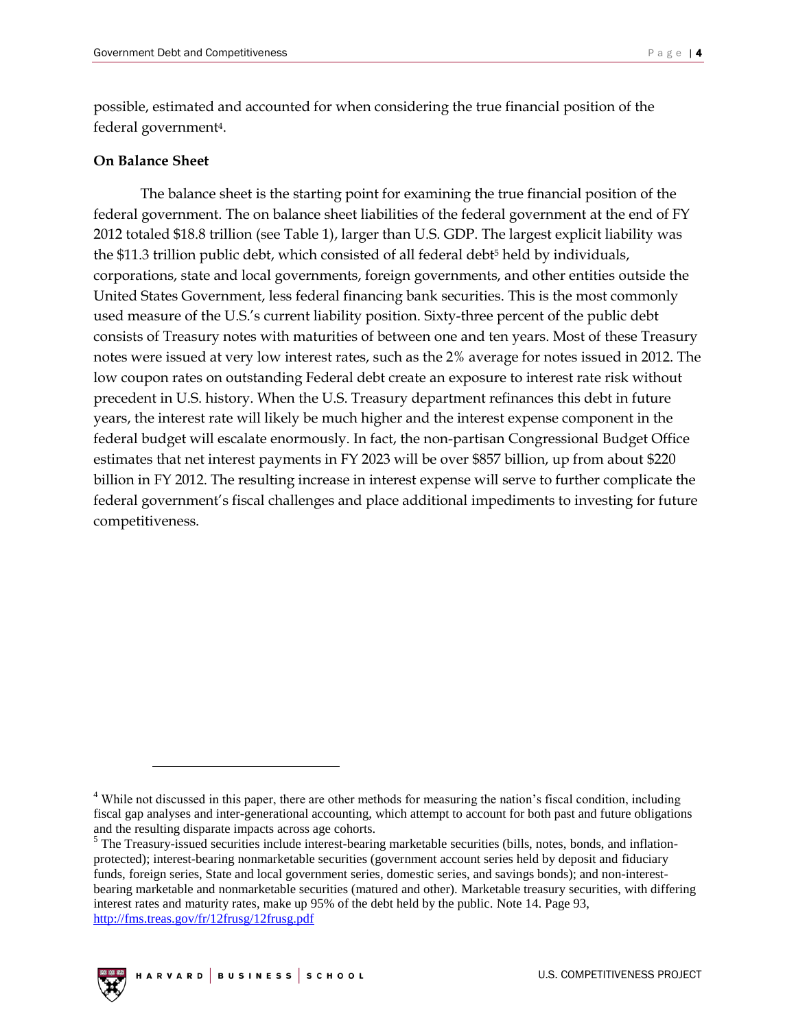possible, estimated and accounted for when considering the true financial position of the federal government[4].

**On Balance Sheet**

The balance sheet is the starting point for examining the true financial position of the federal government. The on balance sheet liabilities of the federal government at the end of FY 2012 totaled $18.8 trillion (see Table 1), larger than U.S. GDP. The largest explicit liability was the $11.3 trillion public debt, which consisted of all federal debt[5] held by individuals, corporations, state and local governments, foreign governments, and other entities outside the United States Government, less federal financing bank securities. This is the most commonly used measure of the U.S.'s current liability position. Sixty-three percent of the public debt consists of Treasury notes with maturities of between one and ten years. Most of these Treasury notes were issued at very low interest rates, such as the 2% average for notes issued in 2012. The low coupon rates on outstanding Federal debt create an exposure to interest rate risk without precedent in U.S. history. When the U.S. Treasury department refinances this debt in future years, the interest rate will likely be much higher and the interest expense component in the federal budget will escalate enormously. In fact, the non-partisan Congressional Budget Office estimates that net interest payments in FY 2023 will be over $857 billion, up from about $220 billion in FY 2012. The resulting increase in interest expense will serve to further complicate the federal government's fiscal challenges and place additional impediments to investing for future competitiveness.

---

[4] While not discussed in this paper, there are other methods for measuring the nation's fiscal condition, including fiscal gap analyses and inter-generational accounting, which attempt to account for both past and future obligations and the resulting disparate impacts across age cohorts.

[5] The Treasury-issued securities include interest-bearing marketable securities (bills, notes, bonds, and inflation-protected); interest-bearing nonmarketable securities (government account series held by deposit and fiduciary funds, foreign series, State and local government series, domestic series, and savings bonds); and non-interest-bearing marketable and nonmarketable securities (matured and other). Marketable treasury securities, with differing interest rates and maturity rates, make up 95% of the debt held by the public. Note 14. Page 93, http://fms.treas.gov/fr/12frusg/12frusg.pdf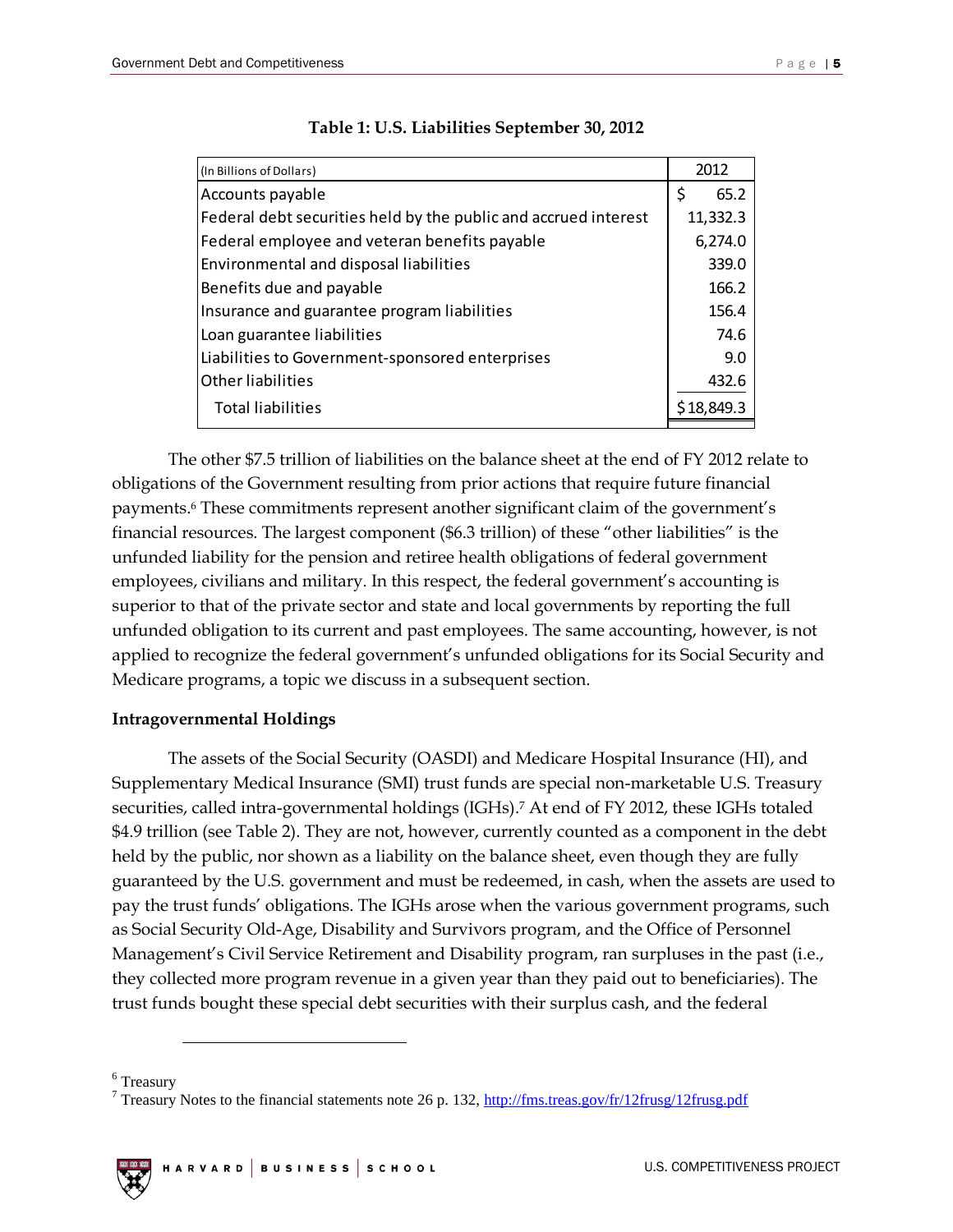**Table 1: U.S. Liabilities September 30, 2012**

| (In Billions of Dollars) | 2012 |
|---|---|
| Accounts payable | $ 65.2 |
| Federal debt securities held by the public and accrued interest | 11,332.3 |
| Federal employee and veteran benefits payable | 6,274.0 |
| Environmental and disposal liabilities | 339.0 |
| Benefits due and payable | 166.2 |
| Insurance and guarantee program liabilities | 156.4 |
| Loan guarantee liabilities | 74.6 |
| Liabilities to Government-sponsored enterprises | 9.0 |
| Other liabilities | 432.6 |
| Total liabilities | $ 18,849.3 |

The other $7.5 trillion of liabilities on the balance sheet at the end of FY 2012 relate to obligations of the Government resulting from prior actions that require future financial payments.[6] These commitments represent another significant claim of the government's financial resources. The largest component ($6.3 trillion) of these "other liabilities" is the unfunded liability for the pension and retiree health obligations of federal government employees, civilians and military. In this respect, the federal government's accounting is superior to that of the private sector and state and local governments by reporting the full unfunded obligation to its current and past employees. The same accounting, however, is not applied to recognize the federal government's unfunded obligations for its Social Security and Medicare programs, a topic we discuss in a subsequent section.

**Intragovernmental Holdings**

The assets of the Social Security (OASDI) and Medicare Hospital Insurance (HI), and Supplementary Medical Insurance (SMI) trust funds are special non-marketable U.S. Treasury securities, called intra-governmental holdings (IGHs).[7] At end of FY 2012, these IGHs totaled $4.9 trillion (see Table 2). They are not, however, currently counted as a component in the debt held by the public, nor shown as a liability on the balance sheet, even though they are fully guaranteed by the U.S. government and must be redeemed, in cash, when the assets are used to pay the trust funds' obligations. The IGHs arose when the various government programs, such as Social Security Old-Age, Disability and Survivors program, and the Office of Personnel Management's Civil Service Retirement and Disability program, ran surpluses in the past (i.e., they collected more program revenue in a given year than they paid out to beneficiaries). The trust funds bought these special debt securities with their surplus cash, and the federal

---

[6] Treasury

[7] Treasury Notes to the financial statements note 26 p. 132, http://fms.treas.gov/fr/12frusg/12frusg.pdf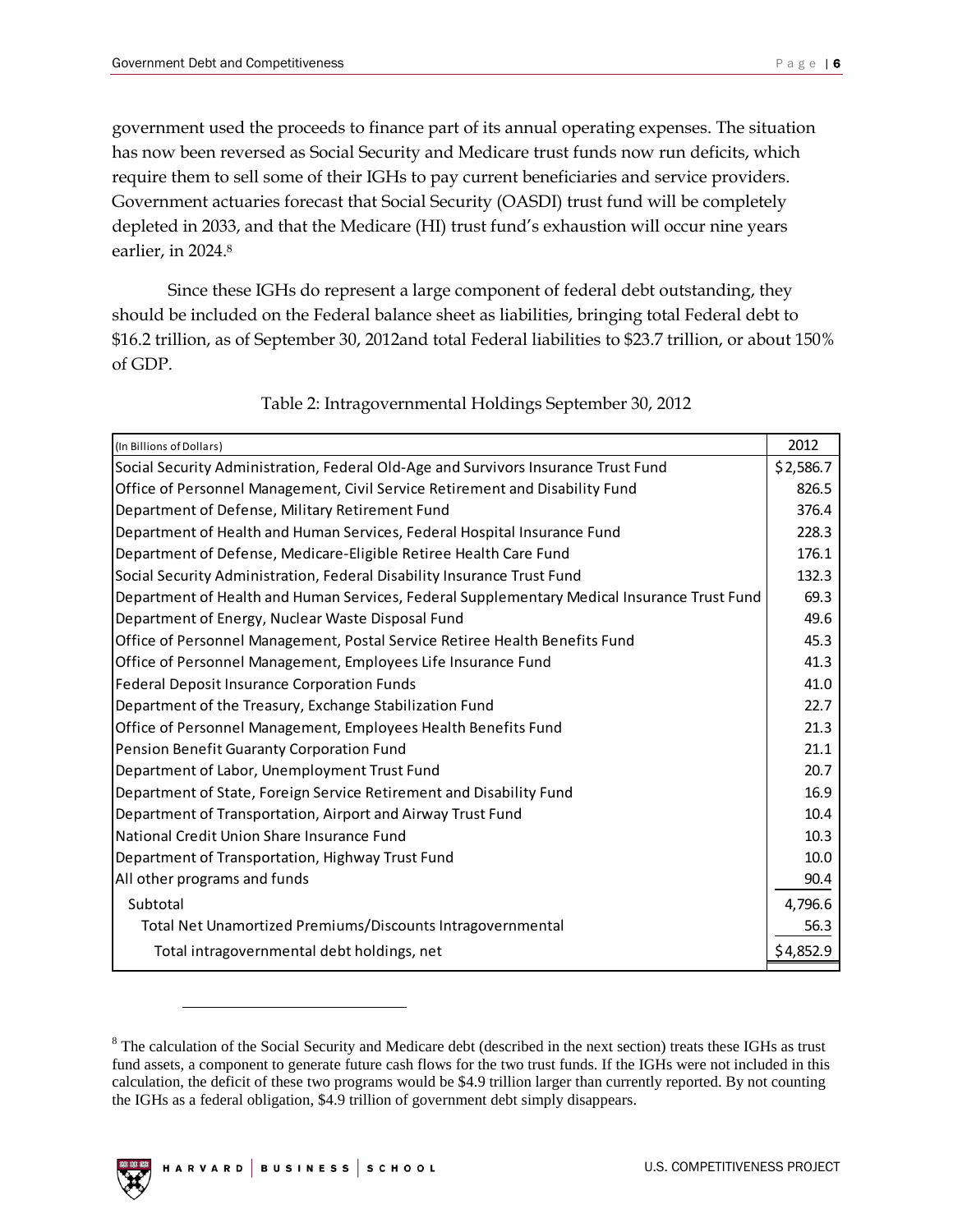government used the proceeds to finance part of its annual operating expenses. The situation has now been reversed as Social Security and Medicare trust funds now run deficits, which require them to sell some of their IGHs to pay current beneficiaries and service providers. Government actuaries forecast that Social Security (OASDI) trust fund will be completely depleted in 2033, and that the Medicare (HI) trust fund's exhaustion will occur nine years earlier, in 2024.[8]

Since these IGHs do represent a large component of federal debt outstanding, they should be included on the Federal balance sheet as liabilities, bringing total Federal debt to $16.2 trillion, as of September 30, 2012and total Federal liabilities to $23.7 trillion, or about 150% of GDP.

Table 2: Intragovernmental Holdings September 30, 2012

| (In Billions of Dollars) | 2012 |
|---|---|
| Social Security Administration, Federal Old-Age and Survivors Insurance Trust Fund | $2,586.7 |
| Office of Personnel Management, Civil Service Retirement and Disability Fund | 826.5 |
| Department of Defense, Military Retirement Fund | 376.4 |
| Department of Health and Human Services, Federal Hospital Insurance Fund | 228.3 |
| Department of Defense, Medicare-Eligible Retiree Health Care Fund | 176.1 |
| Social Security Administration, Federal Disability Insurance Trust Fund | 132.3 |
| Department of Health and Human Services, Federal Supplementary Medical Insurance Trust Fund | 69.3 |
| Department of Energy, Nuclear Waste Disposal Fund | 49.6 |
| Office of Personnel Management, Postal Service Retiree Health Benefits Fund | 45.3 |
| Office of Personnel Management, Employees Life Insurance Fund | 41.3 |
| Federal Deposit Insurance Corporation Funds | 41.0 |
| Department of the Treasury, Exchange Stabilization Fund | 22.7 |
| Office of Personnel Management, Employees Health Benefits Fund | 21.3 |
| Pension Benefit Guaranty Corporation Fund | 21.1 |
| Department of Labor, Unemployment Trust Fund | 20.7 |
| Department of State, Foreign Service Retirement and Disability Fund | 16.9 |
| Department of Transportation, Airport and Airway Trust Fund | 10.4 |
| National Credit Union Share Insurance Fund | 10.3 |
| Department of Transportation, Highway Trust Fund | 10.0 |
| All other programs and funds | 90.4 |
| Subtotal | 4,796.6 |
| Total Net Unamortized Premiums/Discounts Intragovernmental | 56.3 |
| Total intragovernmental debt holdings, net | $4,852.9 |

[8] The calculation of the Social Security and Medicare debt (described in the next section) treats these IGHs as trust fund assets, a component to generate future cash flows for the two trust funds. If the IGHs were not included in this calculation, the deficit of these two programs would be $4.9 trillion larger than currently reported. By not counting the IGHs as a federal obligation, $4.9 trillion of government debt simply disappears.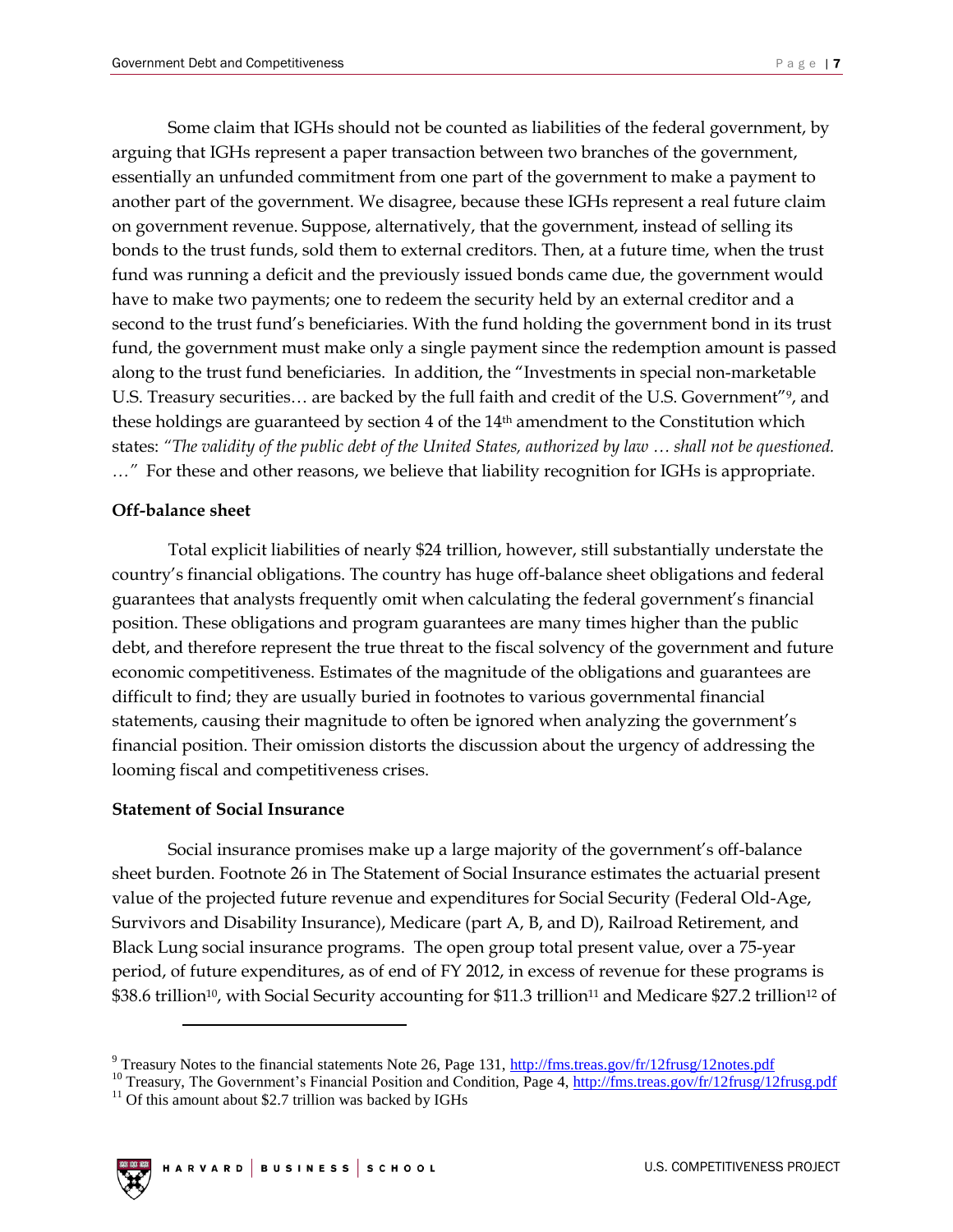Some claim that IGHs should not be counted as liabilities of the federal government, by arguing that IGHs represent a paper transaction between two branches of the government, essentially an unfunded commitment from one part of the government to make a payment to another part of the government. We disagree, because these IGHs represent a real future claim on government revenue. Suppose, alternatively, that the government, instead of selling its bonds to the trust funds, sold them to external creditors. Then, at a future time, when the trust fund was running a deficit and the previously issued bonds came due, the government would have to make two payments; one to redeem the security held by an external creditor and a second to the trust fund's beneficiaries. With the fund holding the government bond in its trust fund, the government must make only a single payment since the redemption amount is passed along to the trust fund beneficiaries. In addition, the "Investments in special non-marketable U.S. Treasury securities… are backed by the full faith and credit of the U.S. Government"[9], and these holdings are guaranteed by section 4 of the 14th amendment to the Constitution which states: "*The validity of the public debt of the United States, authorized by law … shall not be questioned.* …" For these and other reasons, we believe that liability recognition for IGHs is appropriate.

**Off-balance sheet**

Total explicit liabilities of nearly $24 trillion, however, still substantially understate the country's financial obligations. The country has huge off-balance sheet obligations and federal guarantees that analysts frequently omit when calculating the federal government's financial position. These obligations and program guarantees are many times higher than the public debt, and therefore represent the true threat to the fiscal solvency of the government and future economic competitiveness. Estimates of the magnitude of the obligations and guarantees are difficult to find; they are usually buried in footnotes to various governmental financial statements, causing their magnitude to often be ignored when analyzing the government's financial position. Their omission distorts the discussion about the urgency of addressing the looming fiscal and competitiveness crises.

**Statement of Social Insurance**

Social insurance promises make up a large majority of the government's off-balance sheet burden. Footnote 26 in The Statement of Social Insurance estimates the actuarial present value of the projected future revenue and expenditures for Social Security (Federal Old-Age, Survivors and Disability Insurance), Medicare (part A, B, and D), Railroad Retirement, and Black Lung social insurance programs. The open group total present value, over a 75-year period, of future expenditures, as of end of FY 2012, in excess of revenue for these programs is $38.6 trillion[10], with Social Security accounting for $11.3 trillion[11] and Medicare $27.2 trillion[12] of

---

[9] Treasury Notes to the financial statements Note 26, Page 131, http://fms.treas.gov/fr/12frusg/12notes.pdf

[10] Treasury, The Government's Financial Position and Condition, Page 4, http://fms.treas.gov/fr/12frusg/12frusg.pdf

[11] Of this amount about $2.7 trillion was backed by IGHs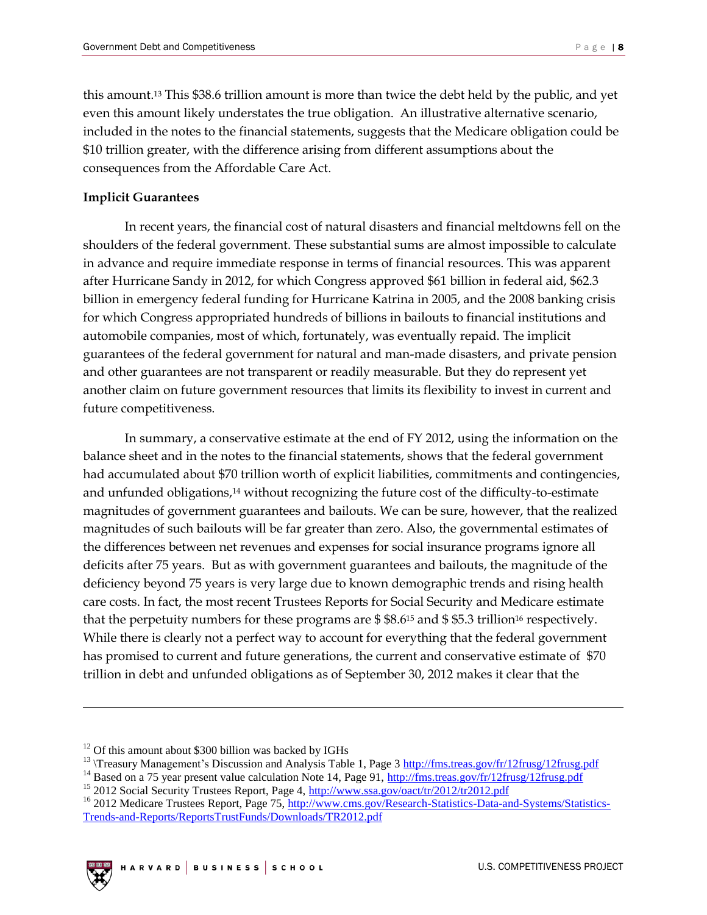this amount.[13] This $38.6 trillion amount is more than twice the debt held by the public, and yet even this amount likely understates the true obligation. An illustrative alternative scenario, included in the notes to the financial statements, suggests that the Medicare obligation could be $10 trillion greater, with the difference arising from different assumptions about the consequences from the Affordable Care Act.

**Implicit Guarantees**

In recent years, the financial cost of natural disasters and financial meltdowns fell on the shoulders of the federal government. These substantial sums are almost impossible to calculate in advance and require immediate response in terms of financial resources. This was apparent after Hurricane Sandy in 2012, for which Congress approved $61 billion in federal aid, $62.3 billion in emergency federal funding for Hurricane Katrina in 2005, and the 2008 banking crisis for which Congress appropriated hundreds of billions in bailouts to financial institutions and automobile companies, most of which, fortunately, was eventually repaid. The implicit guarantees of the federal government for natural and man-made disasters, and private pension and other guarantees are not transparent or readily measurable. But they do represent yet another claim on future government resources that limits its flexibility to invest in current and future competitiveness.

In summary, a conservative estimate at the end of FY 2012, using the information on the balance sheet and in the notes to the financial statements, shows that the federal government had accumulated about $70 trillion worth of explicit liabilities, commitments and contingencies, and unfunded obligations,[14] without recognizing the future cost of the difficulty-to-estimate magnitudes of government guarantees and bailouts. We can be sure, however, that the realized magnitudes of such bailouts will be far greater than zero. Also, the governmental estimates of the differences between net revenues and expenses for social insurance programs ignore all deficits after 75 years. But as with government guarantees and bailouts, the magnitude of the deficiency beyond 75 years is very large due to known demographic trends and rising health care costs. In fact, the most recent Trustees Reports for Social Security and Medicare estimate that the perpetuity numbers for these programs are $ $8.6[15] and $ $5.3 trillion[16] respectively. While there is clearly not a perfect way to account for everything that the federal government has promised to current and future generations, the current and conservative estimate of $70 trillion in debt and unfunded obligations as of September 30, 2012 makes it clear that the

---

[12] Of this amount about $300 billion was backed by IGHs

[13] \Treasury Management's Discussion and Analysis Table 1, Page 3 http://fms.treas.gov/fr/12frusg/12frusg.pdf

[14] Based on a 75 year present value calculation Note 14, Page 91, http://fms.treas.gov/fr/12frusg/12frusg.pdf

[15] 2012 Social Security Trustees Report, Page 4, http://www.ssa.gov/oact/tr/2012/tr2012.pdf

[16] 2012 Medicare Trustees Report, Page 75, http://www.cms.gov/Research-Statistics-Data-and-Systems/Statistics-Trends-and-Reports/ReportsTrustFunds/Downloads/TR2012.pdf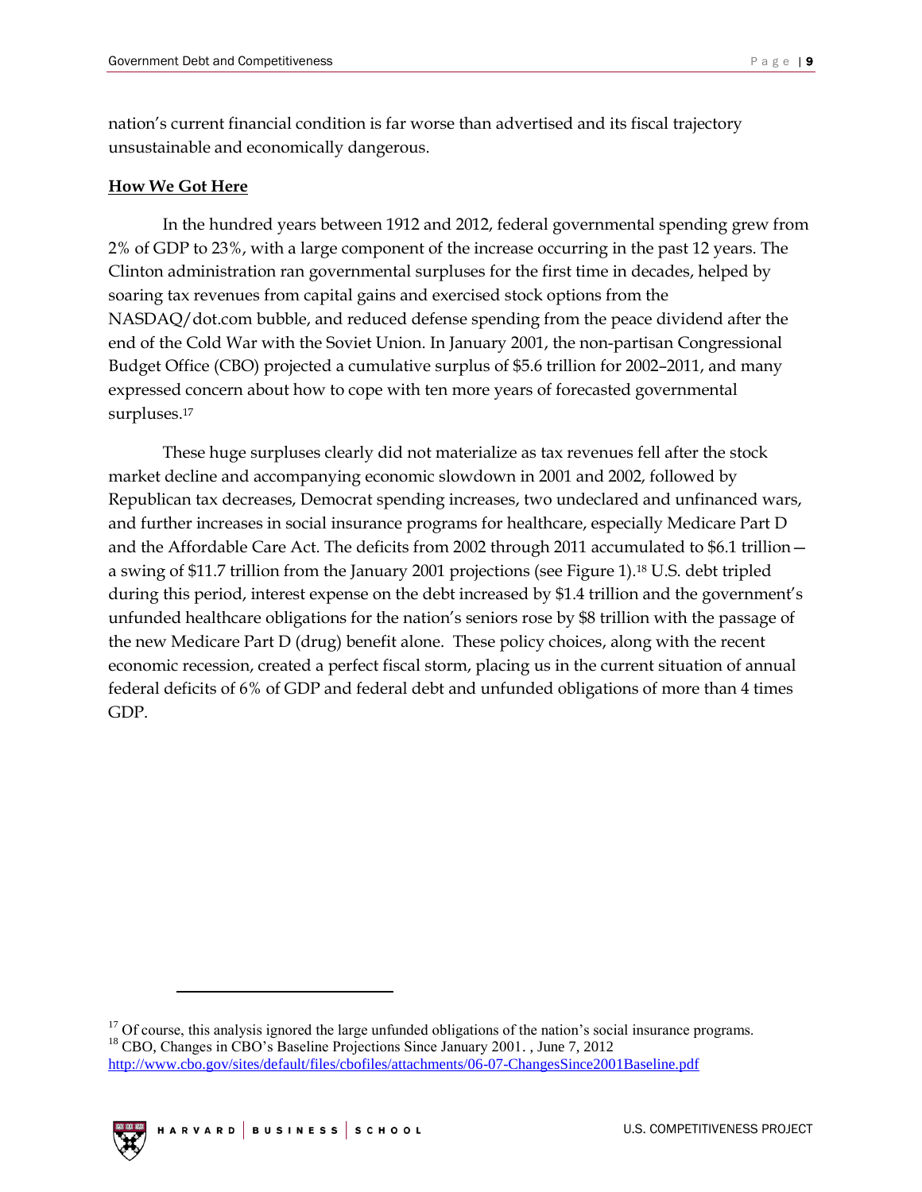nation's current financial condition is far worse than advertised and its fiscal trajectory unsustainable and economically dangerous.

**How We Got Here**

In the hundred years between 1912 and 2012, federal governmental spending grew from 2% of GDP to 23%, with a large component of the increase occurring in the past 12 years. The Clinton administration ran governmental surpluses for the first time in decades, helped by soaring tax revenues from capital gains and exercised stock options from the NASDAQ/dot.com bubble, and reduced defense spending from the peace dividend after the end of the Cold War with the Soviet Union. In January 2001, the non-partisan Congressional Budget Office (CBO) projected a cumulative surplus of $5.6 trillion for 2002–2011, and many expressed concern about how to cope with ten more years of forecasted governmental surpluses.[17]

These huge surpluses clearly did not materialize as tax revenues fell after the stock market decline and accompanying economic slowdown in 2001 and 2002, followed by Republican tax decreases, Democrat spending increases, two undeclared and unfinanced wars, and further increases in social insurance programs for healthcare, especially Medicare Part D and the Affordable Care Act. The deficits from 2002 through 2011 accumulated to $6.1 trillion—a swing of $11.7 trillion from the January 2001 projections (see Figure 1).[18] U.S. debt tripled during this period, interest expense on the debt increased by $1.4 trillion and the government's unfunded healthcare obligations for the nation's seniors rose by $8 trillion with the passage of the new Medicare Part D (drug) benefit alone. These policy choices, along with the recent economic recession, created a perfect fiscal storm, placing us in the current situation of annual federal deficits of 6% of GDP and federal debt and unfunded obligations of more than 4 times GDP.

---

[17] Of course, this analysis ignored the large unfunded obligations of the nation's social insurance programs.

[18] CBO, Changes in CBO's Baseline Projections Since January 2001. , June 7, 2012 http://www.cbo.gov/sites/default/files/cbofiles/attachments/06-07-ChangesSince2001Baseline.pdf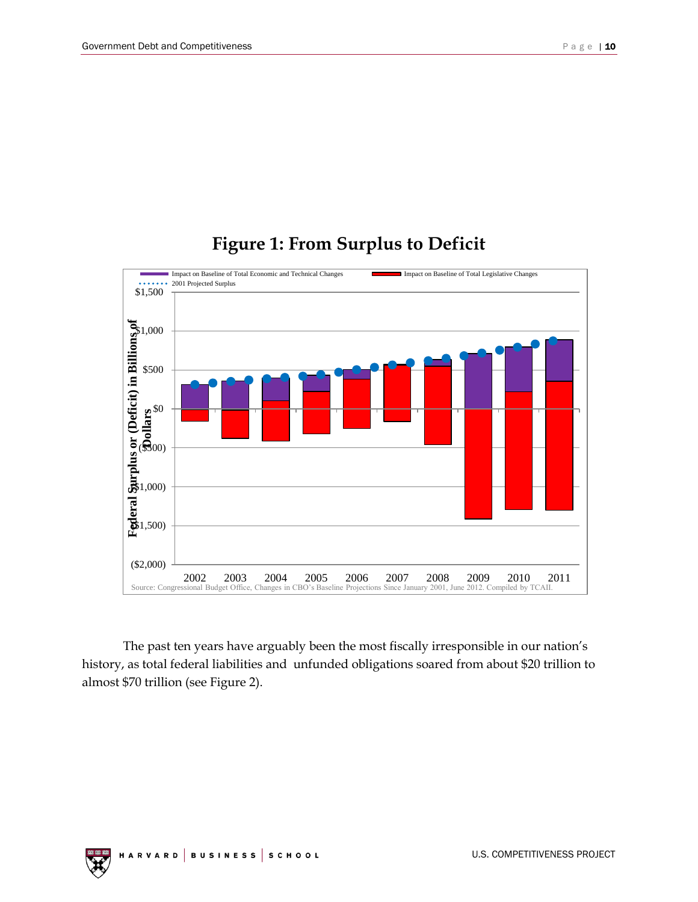# Figure 1: From Surplus to Deficit

Impact on Baseline of Total Economic and Technical Changes | Impact on Baseline of Total Legislative Changes | 2001 Projected Surplus

Federal Surplus or (Deficit) in Billions of Dollars

$1,500 | $1,000 | $500 | $0 | ($500) | ($1,000) | ($1,500) | ($2,000)

2002 | 2003 | 2004 | 2005 | 2006 | 2007 | 2008 | 2009 | 2010 | 2011

Source: Congressional Budget Office, Changes in CBO's Baseline Projections Since January 2001, June 2012. Compiled by TCAII.

The past ten years have arguably been the most fiscally irresponsible in our nation's history, as total federal liabilities and unfunded obligations soared from about $20 trillion to almost $70 trillion (see Figure 2).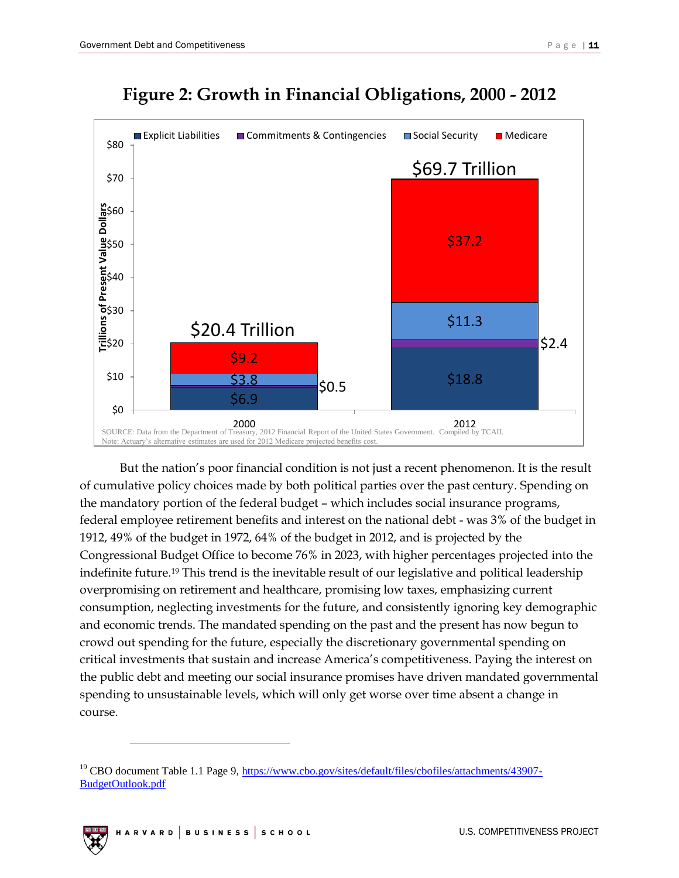## Figure 2: Growth in Financial Obligations, 2000 - 2012

SOURCE: Data from the Department of Treasury, 2012 Financial Report of the United States Government. Compiled by TCAII.
Note: Actuary's alternative estimates are used for 2012 Medicare projected benefits cost.

But the nation's poor financial condition is not just a recent phenomenon. It is the result of cumulative policy choices made by both political parties over the past century. Spending on the mandatory portion of the federal budget – which includes social insurance programs, federal employee retirement benefits and interest on the national debt - was 3% of the budget in 1912, 49% of the budget in 1972, 64% of the budget in 2012, and is projected by the Congressional Budget Office to become 76% in 2023, with higher percentages projected into the indefinite future.[19] This trend is the inevitable result of our legislative and political leadership overpromising on retirement and healthcare, promising low taxes, emphasizing current consumption, neglecting investments for the future, and consistently ignoring key demographic and economic trends. The mandated spending on the past and the present has now begun to crowd out spending for the future, especially the discretionary governmental spending on critical investments that sustain and increase America's competitiveness. Paying the interest on the public debt and meeting our social insurance promises have driven mandated governmental spending to unsustainable levels, which will only get worse over time absent a change in course.

---

[19] CBO document Table 1.1 Page 9, https://www.cbo.gov/sites/default/files/cbofiles/attachments/43907-BudgetOutlook.pdf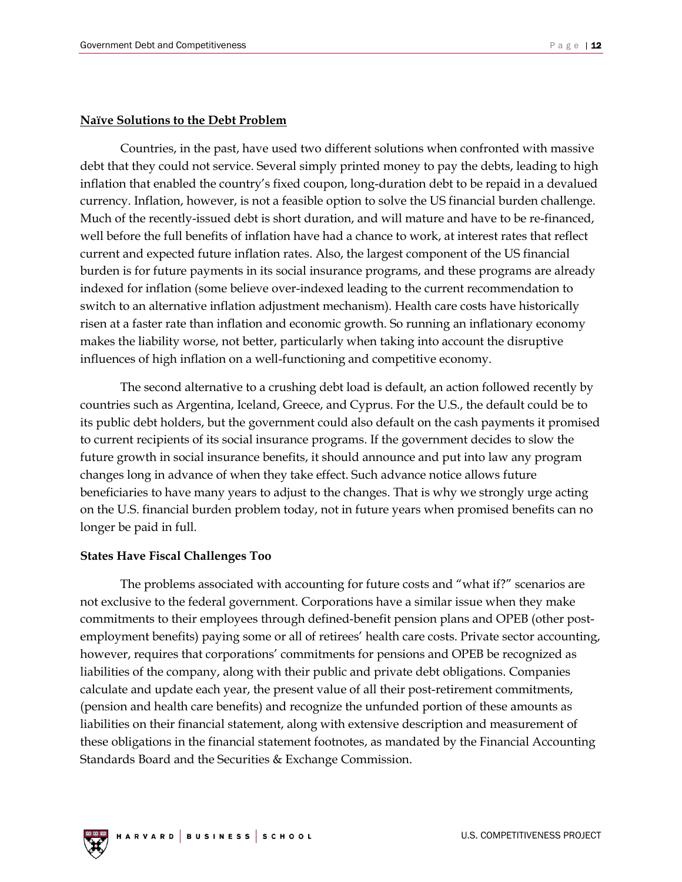## Naïve Solutions to the Debt Problem

Countries, in the past, have used two different solutions when confronted with massive debt that they could not service. Several simply printed money to pay the debts, leading to high inflation that enabled the country's fixed coupon, long-duration debt to be repaid in a devalued currency. Inflation, however, is not a feasible option to solve the US financial burden challenge. Much of the recently-issued debt is short duration, and will mature and have to be re-financed, well before the full benefits of inflation have had a chance to work, at interest rates that reflect current and expected future inflation rates. Also, the largest component of the US financial burden is for future payments in its social insurance programs, and these programs are already indexed for inflation (some believe over-indexed leading to the current recommendation to switch to an alternative inflation adjustment mechanism). Health care costs have historically risen at a faster rate than inflation and economic growth. So running an inflationary economy makes the liability worse, not better, particularly when taking into account the disruptive influences of high inflation on a well-functioning and competitive economy.

The second alternative to a crushing debt load is default, an action followed recently by countries such as Argentina, Iceland, Greece, and Cyprus. For the U.S., the default could be to its public debt holders, but the government could also default on the cash payments it promised to current recipients of its social insurance programs. If the government decides to slow the future growth in social insurance benefits, it should announce and put into law any program changes long in advance of when they take effect. Such advance notice allows future beneficiaries to have many years to adjust to the changes. That is why we strongly urge acting on the U.S. financial burden problem today, not in future years when promised benefits can no longer be paid in full.

### States Have Fiscal Challenges Too

The problems associated with accounting for future costs and "what if?" scenarios are not exclusive to the federal government. Corporations have a similar issue when they make commitments to their employees through defined-benefit pension plans and OPEB (other post-employment benefits) paying some or all of retirees' health care costs. Private sector accounting, however, requires that corporations' commitments for pensions and OPEB be recognized as liabilities of the company, along with their public and private debt obligations. Companies calculate and update each year, the present value of all their post-retirement commitments, (pension and health care benefits) and recognize the unfunded portion of these amounts as liabilities on their financial statement, along with extensive description and measurement of these obligations in the financial statement footnotes, as mandated by the Financial Accounting Standards Board and the Securities & Exchange Commission.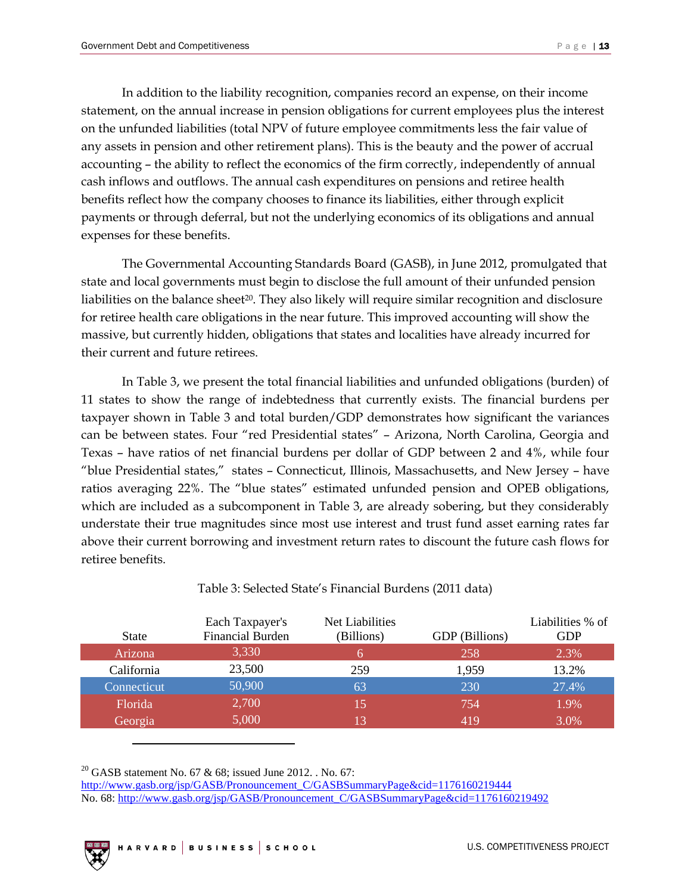In addition to the liability recognition, companies record an expense, on their income statement, on the annual increase in pension obligations for current employees plus the interest on the unfunded liabilities (total NPV of future employee commitments less the fair value of any assets in pension and other retirement plans). This is the beauty and the power of accrual accounting – the ability to reflect the economics of the firm correctly, independently of annual cash inflows and outflows. The annual cash expenditures on pensions and retiree health benefits reflect how the company chooses to finance its liabilities, either through explicit payments or through deferral, but not the underlying economics of its obligations and annual expenses for these benefits.

The Governmental Accounting Standards Board (GASB), in June 2012, promulgated that state and local governments must begin to disclose the full amount of their unfunded pension liabilities on the balance sheet[20]. They also likely will require similar recognition and disclosure for retiree health care obligations in the near future. This improved accounting will show the massive, but currently hidden, obligations that states and localities have already incurred for their current and future retirees.

In Table 3, we present the total financial liabilities and unfunded obligations (burden) of 11 states to show the range of indebtedness that currently exists. The financial burdens per taxpayer shown in Table 3 and total burden/GDP demonstrates how significant the variances can be between states. Four "red Presidential states" – Arizona, North Carolina, Georgia and Texas – have ratios of net financial burdens per dollar of GDP between 2 and 4%, while four "blue Presidential states," states – Connecticut, Illinois, Massachusetts, and New Jersey – have ratios averaging 22%. The "blue states" estimated unfunded pension and OPEB obligations, which are included as a subcomponent in Table 3, are already sobering, but they considerably understate their true magnitudes since most use interest and trust fund asset earning rates far above their current borrowing and investment return rates to discount the future cash flows for retiree benefits.

Table 3: Selected State's Financial Burdens (2011 data)

| State | Each Taxpayer's Financial Burden | Net Liabilities (Billions) | GDP (Billions) | Liabilities % of GDP |
|---|---|---|---|---|
| Arizona | 3,330 | 6 | 258 | 2.3% |
| California | 23,500 | 259 | 1,959 | 13.2% |
| Connecticut | 50,900 | 63 | 230 | 27.4% |
| Florida | 2,700 | 15 | 754 | 1.9% |
| Georgia | 5,000 | 13 | 419 | 3.0% |

[20] GASB statement No. 67 & 68; issued June 2012. . No. 67: http://www.gasb.org/jsp/GASB/Pronouncement_C/GASBSummaryPage&cid=1176160219444
No. 68: http://www.gasb.org/jsp/GASB/Pronouncement_C/GASBSummaryPage&cid=1176160219492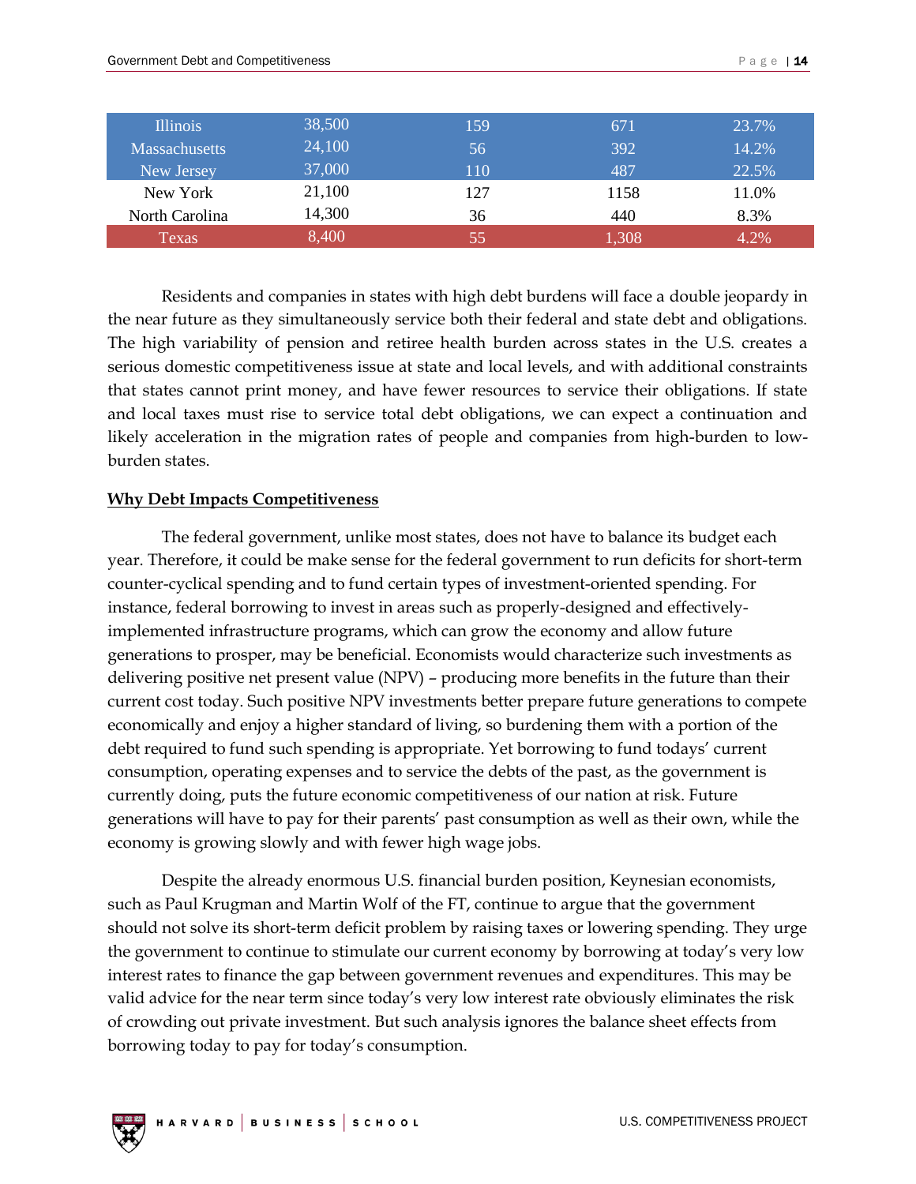| | | | | |
|---|---|---|---|---|
| Illinois | 38,500 | 159 | 671 | 23.7% |
| Massachusetts | 24,100 | 56 | 392 | 14.2% |
| New Jersey | 37,000 | 110 | 487 | 22.5% |
| New York | 21,100 | 127 | 1158 | 11.0% |
| North Carolina | 14,300 | 36 | 440 | 8.3% |
| Texas | 8,400 | 55 | 1,308 | 4.2% |

Residents and companies in states with high debt burdens will face a double jeopardy in the near future as they simultaneously service both their federal and state debt and obligations. The high variability of pension and retiree health burden across states in the U.S. creates a serious domestic competitiveness issue at state and local levels, and with additional constraints that states cannot print money, and have fewer resources to service their obligations. If state and local taxes must rise to service total debt obligations, we can expect a continuation and likely acceleration in the migration rates of people and companies from high-burden to low-burden states.

**Why Debt Impacts Competitiveness**

The federal government, unlike most states, does not have to balance its budget each year. Therefore, it could be make sense for the federal government to run deficits for short-term counter-cyclical spending and to fund certain types of investment-oriented spending. For instance, federal borrowing to invest in areas such as properly-designed and effectively-implemented infrastructure programs, which can grow the economy and allow future generations to prosper, may be beneficial. Economists would characterize such investments as delivering positive net present value (NPV) – producing more benefits in the future than their current cost today. Such positive NPV investments better prepare future generations to compete economically and enjoy a higher standard of living, so burdening them with a portion of the debt required to fund such spending is appropriate. Yet borrowing to fund todays' current consumption, operating expenses and to service the debts of the past, as the government is currently doing, puts the future economic competitiveness of our nation at risk. Future generations will have to pay for their parents' past consumption as well as their own, while the economy is growing slowly and with fewer high wage jobs.

Despite the already enormous U.S. financial burden position, Keynesian economists, such as Paul Krugman and Martin Wolf of the FT, continue to argue that the government should not solve its short-term deficit problem by raising taxes or lowering spending. They urge the government to continue to stimulate our current economy by borrowing at today's very low interest rates to finance the gap between government revenues and expenditures. This may be valid advice for the near term since today's very low interest rate obviously eliminates the risk of crowding out private investment. But such analysis ignores the balance sheet effects from borrowing today to pay for today's consumption.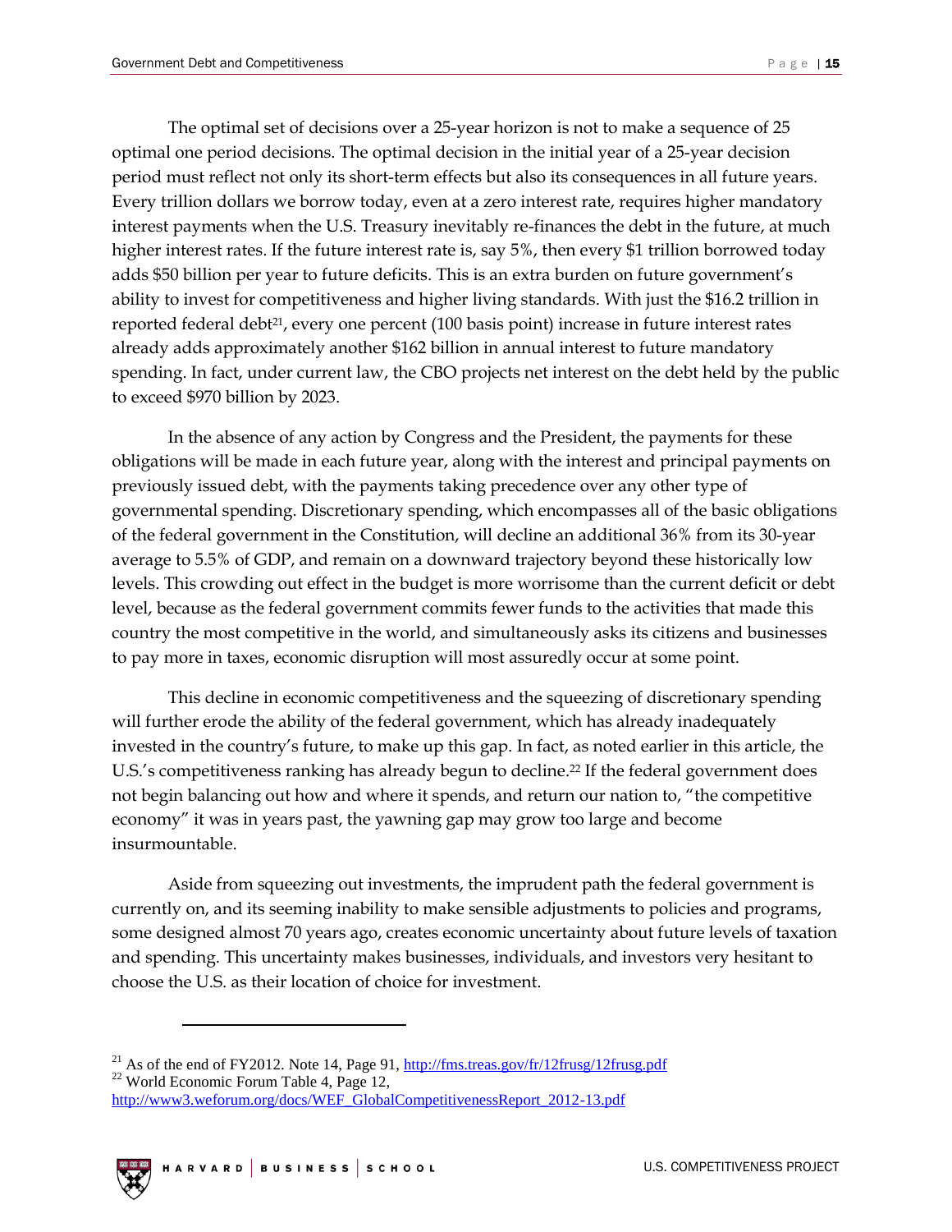The optimal set of decisions over a 25-year horizon is not to make a sequence of 25 optimal one period decisions. The optimal decision in the initial year of a 25-year decision period must reflect not only its short-term effects but also its consequences in all future years. Every trillion dollars we borrow today, even at a zero interest rate, requires higher mandatory interest payments when the U.S. Treasury inevitably re-finances the debt in the future, at much higher interest rates. If the future interest rate is, say 5%, then every $1 trillion borrowed today adds $50 billion per year to future deficits. This is an extra burden on future government's ability to invest for competitiveness and higher living standards. With just the $16.2 trillion in reported federal debt[21], every one percent (100 basis point) increase in future interest rates already adds approximately another $162 billion in annual interest to future mandatory spending. In fact, under current law, the CBO projects net interest on the debt held by the public to exceed $970 billion by 2023.

In the absence of any action by Congress and the President, the payments for these obligations will be made in each future year, along with the interest and principal payments on previously issued debt, with the payments taking precedence over any other type of governmental spending. Discretionary spending, which encompasses all of the basic obligations of the federal government in the Constitution, will decline an additional 36% from its 30-year average to 5.5% of GDP, and remain on a downward trajectory beyond these historically low levels. This crowding out effect in the budget is more worrisome than the current deficit or debt level, because as the federal government commits fewer funds to the activities that made this country the most competitive in the world, and simultaneously asks its citizens and businesses to pay more in taxes, economic disruption will most assuredly occur at some point.

This decline in economic competitiveness and the squeezing of discretionary spending will further erode the ability of the federal government, which has already inadequately invested in the country's future, to make up this gap. In fact, as noted earlier in this article, the U.S.'s competitiveness ranking has already begun to decline.[22] If the federal government does not begin balancing out how and where it spends, and return our nation to, "the competitive economy" it was in years past, the yawning gap may grow too large and become insurmountable.

Aside from squeezing out investments, the imprudent path the federal government is currently on, and its seeming inability to make sensible adjustments to policies and programs, some designed almost 70 years ago, creates economic uncertainty about future levels of taxation and spending. This uncertainty makes businesses, individuals, and investors very hesitant to choose the U.S. as their location of choice for investment.

---

[21] As of the end of FY2012. Note 14, Page 91, http://fms.treas.gov/fr/12frusg/12frusg.pdf

[22] World Economic Forum Table 4, Page 12, http://www3.weforum.org/docs/WEF_GlobalCompetitivenessReport_2012-13.pdf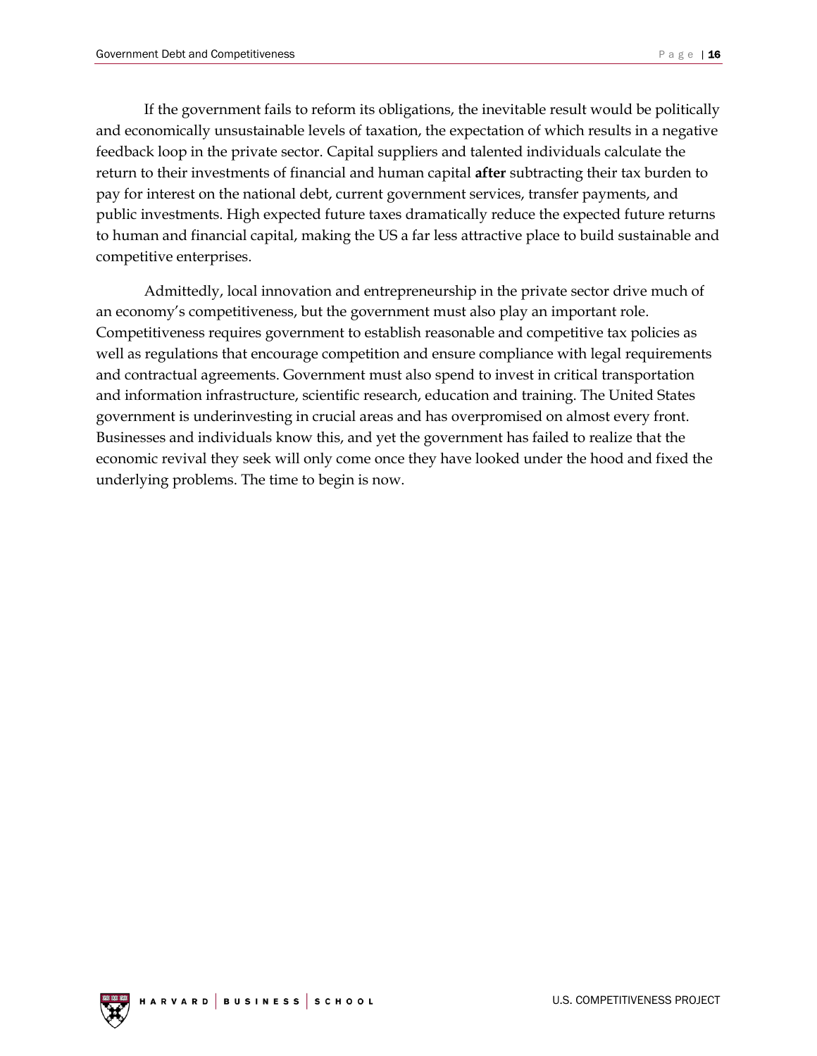If the government fails to reform its obligations, the inevitable result would be politically and economically unsustainable levels of taxation, the expectation of which results in a negative feedback loop in the private sector. Capital suppliers and talented individuals calculate the return to their investments of financial and human capital **after** subtracting their tax burden to pay for interest on the national debt, current government services, transfer payments, and public investments. High expected future taxes dramatically reduce the expected future returns to human and financial capital, making the US a far less attractive place to build sustainable and competitive enterprises.

Admittedly, local innovation and entrepreneurship in the private sector drive much of an economy's competitiveness, but the government must also play an important role. Competitiveness requires government to establish reasonable and competitive tax policies as well as regulations that encourage competition and ensure compliance with legal requirements and contractual agreements. Government must also spend to invest in critical transportation and information infrastructure, scientific research, education and training. The United States government is underinvesting in crucial areas and has overpromised on almost every front. Businesses and individuals know this, and yet the government has failed to realize that the economic revival they seek will only come once they have looked under the hood and fixed the underlying problems. The time to begin is now.